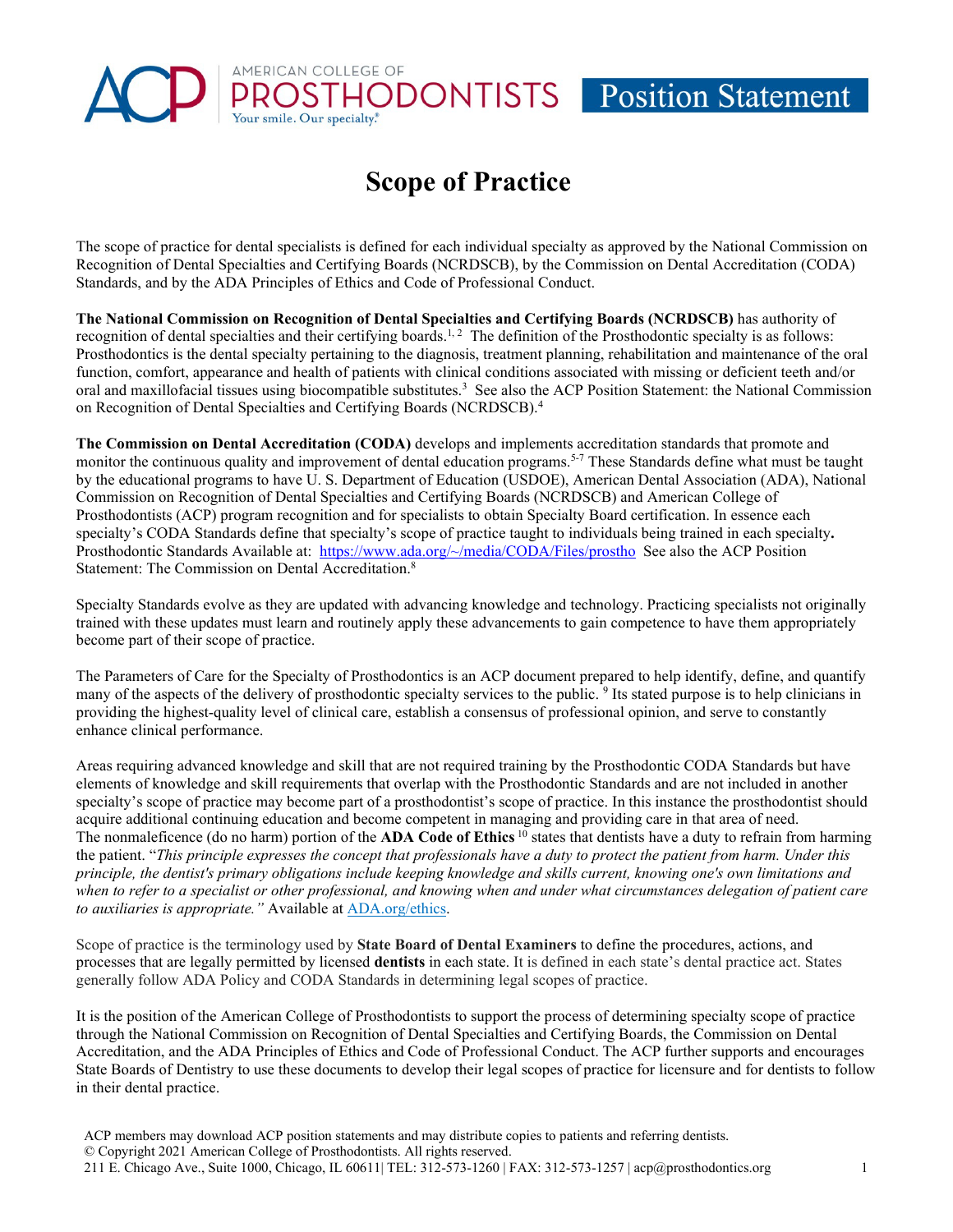AMERICAN COLLEGE OF PROSTHODONTISTS

Your smile. Our specialty.®

Position Statement

# Scope of Practice

The scope of practice for dental specialists is defined for each individual specialty as approved by the National Commission on Recognition of Dental Specialties and Certifying Boards (NCRDSCB), by the Commission on Dental Accreditation (CODA) Standards, and by the ADA Principles of Ethics and Code of Professional Conduct.

**The National Commission on Recognition of Dental Specialties and Certifying Boards (NCRDSCB)** has authority of recognition of dental specialties and their certifying boards.[1, 2] The definition of the Prosthodontic specialty is as follows: Prosthodontics is the dental specialty pertaining to the diagnosis, treatment planning, rehabilitation and maintenance of the oral function, comfort, appearance and health of patients with clinical conditions associated with missing or deficient teeth and/or oral and maxillofacial tissues using biocompatible substitutes.[3] See also the ACP Position Statement: the National Commission on Recognition of Dental Specialties and Certifying Boards (NCRDSCB).[4]

**The Commission on Dental Accreditation (CODA)** develops and implements accreditation standards that promote and monitor the continuous quality and improvement of dental education programs.[5-7] These Standards define what must be taught by the educational programs to have U. S. Department of Education (USDOE), American Dental Association (ADA), National Commission on Recognition of Dental Specialties and Certifying Boards (NCRDSCB) and American College of Prosthodontists (ACP) program recognition and for specialists to obtain Specialty Board certification. In essence each specialty's CODA Standards define that specialty's scope of practice taught to individuals being trained in each specialty**.** Prosthodontic Standards Available at: https://www.ada.org/~/media/CODA/Files/prostho See also the ACP Position Statement: The Commission on Dental Accreditation.[8]

Specialty Standards evolve as they are updated with advancing knowledge and technology. Practicing specialists not originally trained with these updates must learn and routinely apply these advancements to gain competence to have them appropriately become part of their scope of practice.

The Parameters of Care for the Specialty of Prosthodontics is an ACP document prepared to help identify, define, and quantify many of the aspects of the delivery of prosthodontic specialty services to the public.[9] Its stated purpose is to help clinicians in providing the highest-quality level of clinical care, establish a consensus of professional opinion, and serve to constantly enhance clinical performance.

Areas requiring advanced knowledge and skill that are not required training by the Prosthodontic CODA Standards but have elements of knowledge and skill requirements that overlap with the Prosthodontic Standards and are not included in another specialty's scope of practice may become part of a prosthodontist's scope of practice. In this instance the prosthodontist should acquire additional continuing education and become competent in managing and providing care in that area of need. The nonmaleficence (do no harm) portion of the **ADA Code of Ethics**[10] states that dentists have a duty to refrain from harming the patient. "*This principle expresses the concept that professionals have a duty to protect the patient from harm. Under this principle, the dentist's primary obligations include keeping knowledge and skills current, knowing one's own limitations and when to refer to a specialist or other professional, and knowing when and under what circumstances delegation of patient care to auxiliaries is appropriate."* Available at ADA.org/ethics.

Scope of practice is the terminology used by **State Board of Dental Examiners** to define the procedures, actions, and processes that are legally permitted by licensed **dentists** in each state. It is defined in each state's dental practice act. States generally follow ADA Policy and CODA Standards in determining legal scopes of practice.

It is the position of the American College of Prosthodontists to support the process of determining specialty scope of practice through the National Commission on Recognition of Dental Specialties and Certifying Boards, the Commission on Dental Accreditation, and the ADA Principles of Ethics and Code of Professional Conduct. The ACP further supports and encourages State Boards of Dentistry to use these documents to develop their legal scopes of practice for licensure and for dentists to follow in their dental practice.

ACP members may download ACP position statements and may distribute copies to patients and referring dentists.
© Copyright 2021 American College of Prosthodontists. All rights reserved.
211 E. Chicago Ave., Suite 1000, Chicago, IL 60611| TEL: 312-573-1260 | FAX: 312-573-1257 | acp@prosthodontics.org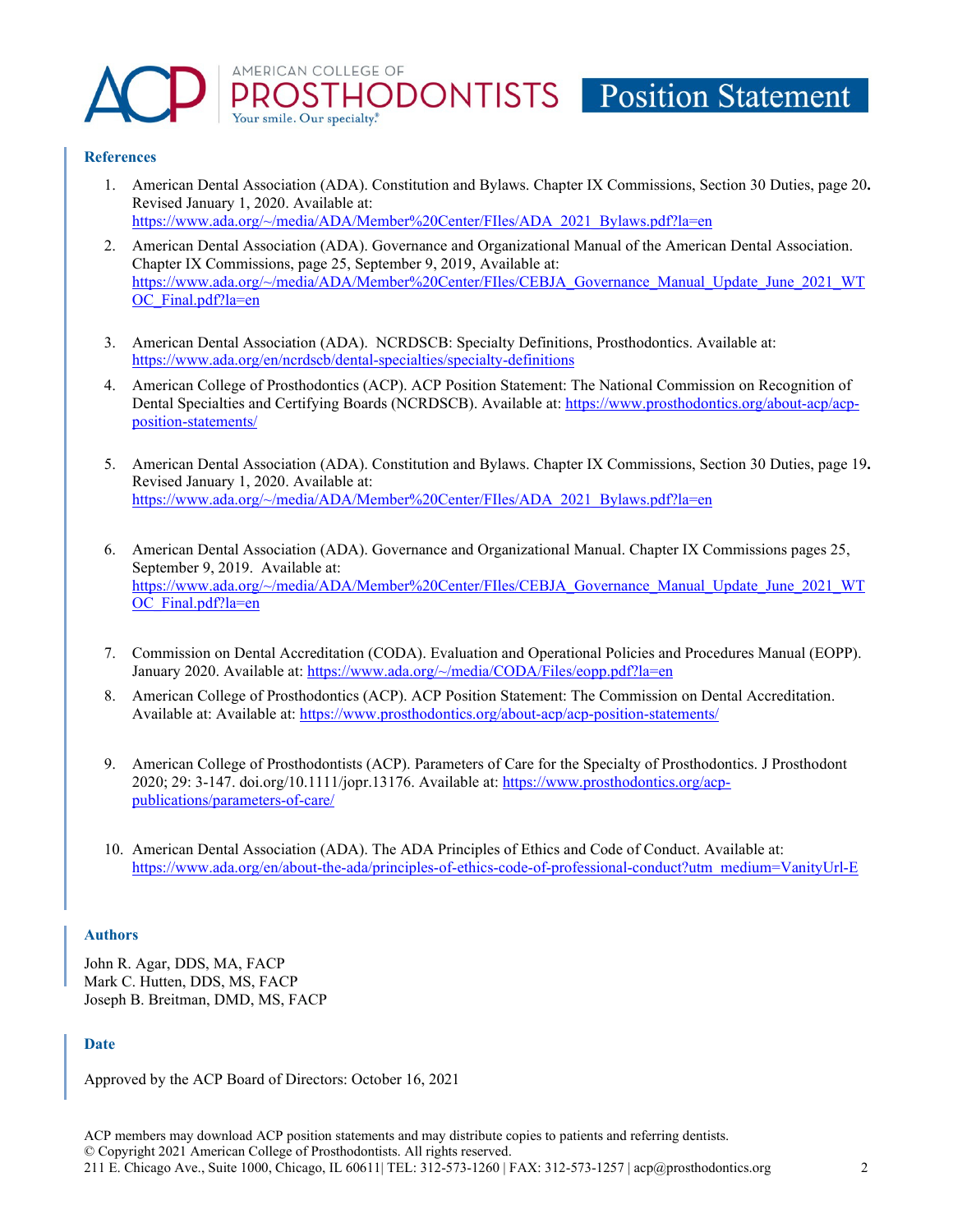## References

1. American Dental Association (ADA). Constitution and Bylaws. Chapter IX Commissions, Section 30 Duties, page 20**.** Revised January 1, 2020. Available at: https://www.ada.org/~/media/ADA/Member%20Center/FIles/ADA_2021_Bylaws.pdf?la=en
2. American Dental Association (ADA). Governance and Organizational Manual of the American Dental Association. Chapter IX Commissions, page 25, September 9, 2019, Available at: https://www.ada.org/~/media/ADA/Member%20Center/FIles/CEBJA_Governance_Manual_Update_June_2021_WTOC_Final.pdf?la=en
3. American Dental Association (ADA). NCRDSCB: Specialty Definitions, Prosthodontics. Available at: https://www.ada.org/en/ncrdscb/dental-specialties/specialty-definitions
4. American College of Prosthodontics (ACP). ACP Position Statement: The National Commission on Recognition of Dental Specialties and Certifying Boards (NCRDSCB). Available at: https://www.prosthodontics.org/about-acp/acp-position-statements/
5. American Dental Association (ADA). Constitution and Bylaws. Chapter IX Commissions, Section 30 Duties, page 19**.** Revised January 1, 2020. Available at: https://www.ada.org/~/media/ADA/Member%20Center/FIles/ADA_2021_Bylaws.pdf?la=en
6. American Dental Association (ADA). Governance and Organizational Manual. Chapter IX Commissions pages 25, September 9, 2019. Available at: https://www.ada.org/~/media/ADA/Member%20Center/FIles/CEBJA_Governance_Manual_Update_June_2021_WTOC_Final.pdf?la=en
7. Commission on Dental Accreditation (CODA). Evaluation and Operational Policies and Procedures Manual (EOPP). January 2020. Available at: https://www.ada.org/~/media/CODA/Files/eopp.pdf?la=en
8. American College of Prosthodontics (ACP). ACP Position Statement: The Commission on Dental Accreditation. Available at: Available at: https://www.prosthodontics.org/about-acp/acp-position-statements/
9. American College of Prosthodontists (ACP). Parameters of Care for the Specialty of Prosthodontics. J Prosthodont 2020; 29: 3-147. doi.org/10.1111/jopr.13176. Available at: https://www.prosthodontics.org/acp-publications/parameters-of-care/
10. American Dental Association (ADA). The ADA Principles of Ethics and Code of Conduct. Available at: https://www.ada.org/en/about-the-ada/principles-of-ethics-code-of-professional-conduct?utm_medium=VanityUrl-E

## Authors

John R. Agar, DDS, MA, FACP
Mark C. Hutten, DDS, MS, FACP
Joseph B. Breitman, DMD, MS, FACP

## Date

Approved by the ACP Board of Directors: October 16, 2021

ACP members may download ACP position statements and may distribute copies to patients and referring dentists.
© Copyright 2021 American College of Prosthodontists. All rights reserved.
211 E. Chicago Ave., Suite 1000, Chicago, IL 60611| TEL: 312-573-1260 | FAX: 312-573-1257 | acp@prosthodontics.org